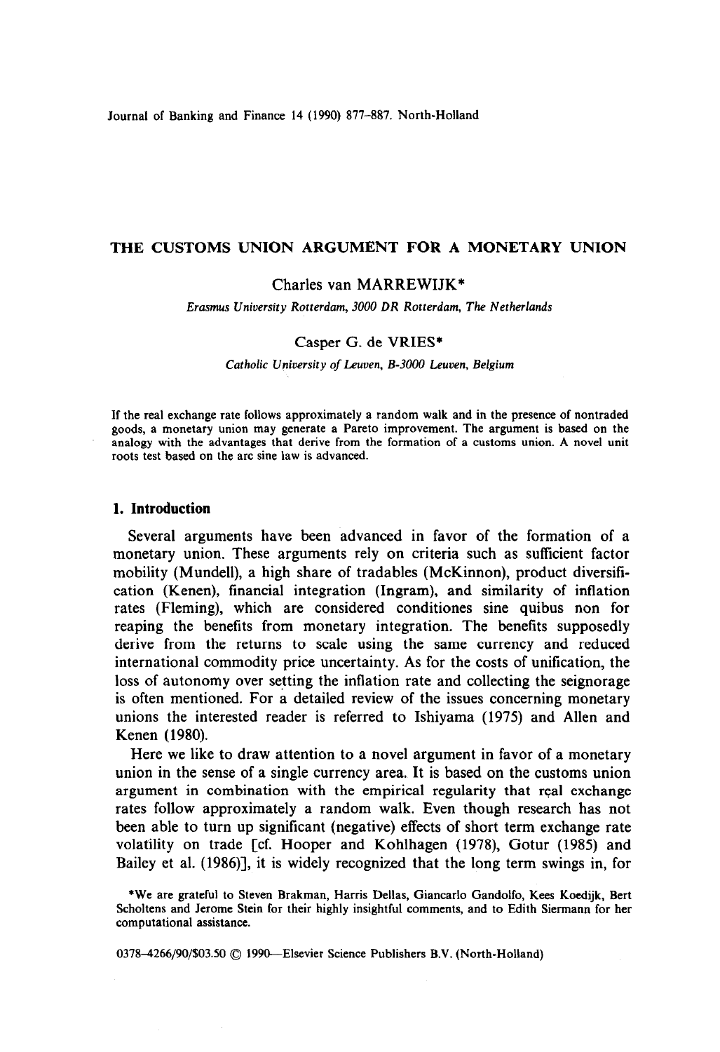# THE CUSTOMS UNION ARGUMENT FOR A MONETARY UNION

Charles van MARREWIJK*

*Erasmus University Rotterdam, 3000 DR Rotterdam, The Netherlands*

Casper G. de VRIES*

*Catholic University of Leuven, B-3000 Leuven, Belgium*

If the real exchange rate follows approximately a random walk and in the presence of nontraded goods, a monetary union may generate a Pareto improvement. The argument is based on the analogy with the advantages that derive from the formation of a customs union. A novel unit roots test based on the arc sine law is advanced.

## 1. Introduction

Several arguments have been advanced in favor of the formation of a monetary union. These arguments rely on criteria such as sufficient factor mobility (Mundell), a high share of tradables (McKinnon), product diversification (Kenen), financial integration (Ingram), and similarity of inflation rates (Fleming), which are considered conditiones sine quibus non for reaping the benefits from monetary integration. The benefits supposedly derive from the returns to scale using the same currency and reduced international commodity price uncertainty. As for the costs of unification, the loss of autonomy over setting the inflation rate and collecting the seignorage is often mentioned. For a detailed review of the issues concerning monetary unions the interested reader is referred to Ishiyama (1975) and Allen and Kenen (1980).

Here we like to draw attention to a novel argument in favor of a monetary union in the sense of a single currency area. It is based on the customs union argument in combination with the empirical regularity that real exchange rates follow approximately a random walk. Even though research has not been able to turn up significant (negative) effects of short term exchange rate volatility on trade [cf. Hooper and Kohlhagen (1978), Gotur (1985) and Bailey et al. (1986)], it is widely recognized that the long term swings in, for

*We are grateful to Steven Brakman, Harris Dellas, Giancarlo Gandolfo, Kees Koedijk, Bert Scholtens and Jerome Stein for their highly insightful comments, and to Edith Siermann for her computational assistance.

0378-4266/90/$03.50 © 1990—Elsevier Science Publishers B.V. (North-Holland)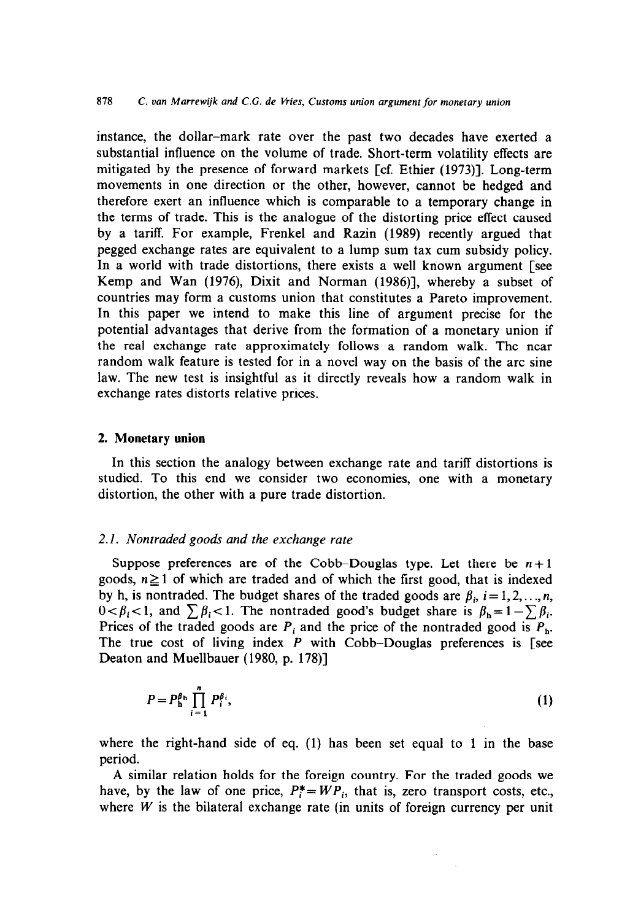instance, the dollar–mark rate over the past two decades have exerted a substantial influence on the volume of trade. Short-term volatility effects are mitigated by the presence of forward markets [cf. Ethier (1973)]. Long-term movements in one direction or the other, however, cannot be hedged and therefore exert an influence which is comparable to a temporary change in the terms of trade. This is the analogue of the distorting price effect caused by a tariff. For example, Frenkel and Razin (1989) recently argued that pegged exchange rates are equivalent to a lump sum tax cum subsidy policy. In a world with trade distortions, there exists a well known argument [see Kemp and Wan (1976), Dixit and Norman (1986)], whereby a subset of countries may form a customs union that constitutes a Pareto improvement. In this paper we intend to make this line of argument precise for the potential advantages that derive from the formation of a monetary union if the real exchange rate approximately follows a random walk. The near random walk feature is tested for in a novel way on the basis of the arc sine law. The new test is insightful as it directly reveals how a random walk in exchange rates distorts relative prices.

## 2. Monetary union

In this section the analogy between exchange rate and tariff distortions is studied. To this end we consider two economies, one with a monetary distortion, the other with a pure trade distortion.

### 2.1. Nontraded goods and the exchange rate

Suppose preferences are of the Cobb–Douglas type. Let there be $n+1$ goods, $n \geq 1$ of which are traded and of which the first good, that is indexed by h, is nontraded. The budget shares of the traded goods are $\beta_i$, $i=1,2,\ldots,n$, $0<\beta_i<1$, and $\sum \beta_i < 1$. The nontraded good's budget share is $\beta_{\mathrm{h}} = 1 - \sum \beta_i$. Prices of the traded goods are $P_i$ and the price of the nontraded good is $P_{\mathrm{h}}$. The true cost of living index $P$ with Cobb–Douglas preferences is [see Deaton and Muellbauer (1980, p. 178)]

$$P = P_{\mathrm{h}}^{\beta_{\mathrm{h}}} \prod_{i=1}^{n} P_i^{\beta_i}, \tag{1}$$

where the right-hand side of eq. (1) has been set equal to 1 in the base period.

A similar relation holds for the foreign country. For the traded goods we have, by the law of one price, $P_i^* = WP_i$, that is, zero transport costs, etc., where $W$ is the bilateral exchange rate (in units of foreign currency per unit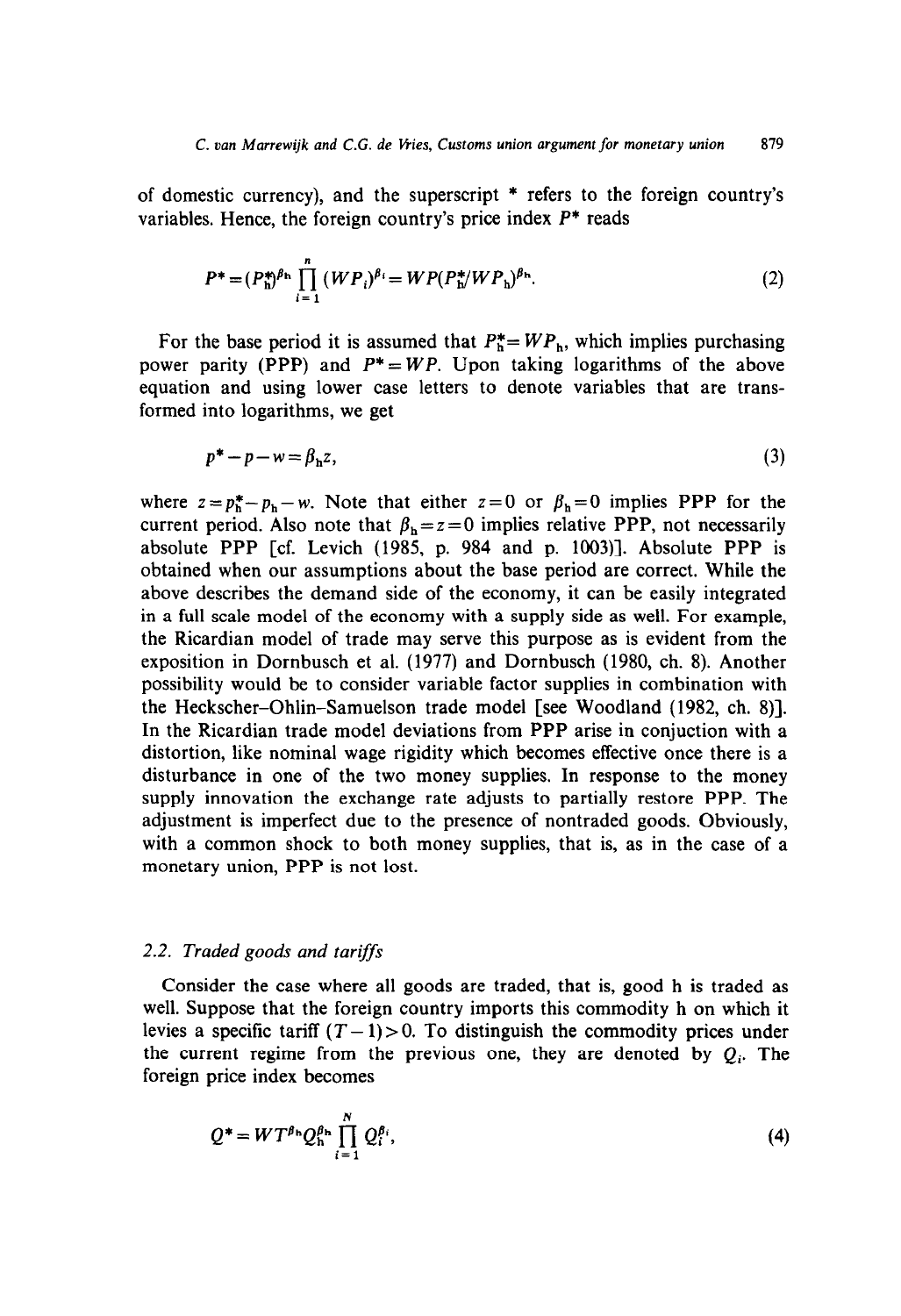of domestic currency), and the superscript * refers to the foreign country's variables. Hence, the foreign country's price index $P^*$ reads

$$P^* = (P_h^*)^{\beta_h} \prod_{i=1}^{n} (WP_i)^{\beta_i} = WP(P_h^*/WP_h)^{\beta_h}. \tag{2}$$

For the base period it is assumed that $P_h^* = WP_h$, which implies purchasing power parity (PPP) and $P^* = WP$. Upon taking logarithms of the above equation and using lower case letters to denote variables that are transformed into logarithms, we get

$$p^* - p - w = \beta_h z, \tag{3}$$

where $z = p_h^* - p_h - w$. Note that either $z = 0$ or $\beta_h = 0$ implies PPP for the current period. Also note that $\beta_h = z = 0$ implies relative PPP, not necessarily absolute PPP [cf. Levich (1985, p. 984 and p. 1003)]. Absolute PPP is obtained when our assumptions about the base period are correct. While the above describes the demand side of the economy, it can be easily integrated in a full scale model of the economy with a supply side as well. For example, the Ricardian model of trade may serve this purpose as is evident from the exposition in Dornbusch et al. (1977) and Dornbusch (1980, ch. 8). Another possibility would be to consider variable factor supplies in combination with the Heckscher–Ohlin–Samuelson trade model [see Woodland (1982, ch. 8)]. In the Ricardian trade model deviations from PPP arise in conjuction with a distortion, like nominal wage rigidity which becomes effective once there is a disturbance in one of the two money supplies. In response to the money supply innovation the exchange rate adjusts to partially restore PPP. The adjustment is imperfect due to the presence of nontraded goods. Obviously, with a common shock to both money supplies, that is, as in the case of a monetary union, PPP is not lost.

### 2.2. Traded goods and tariffs

Consider the case where all goods are traded, that is, good h is traded as well. Suppose that the foreign country imports this commodity h on which it levies a specific tariff $(T-1) > 0$. To distinguish the commodity prices under the current regime from the previous one, they are denoted by $Q_i$. The foreign price index becomes

$$Q^* = WT^{\beta_h} Q_h^{\beta_h} \prod_{i=1}^{N} Q_i^{\beta_i}, \tag{4}$$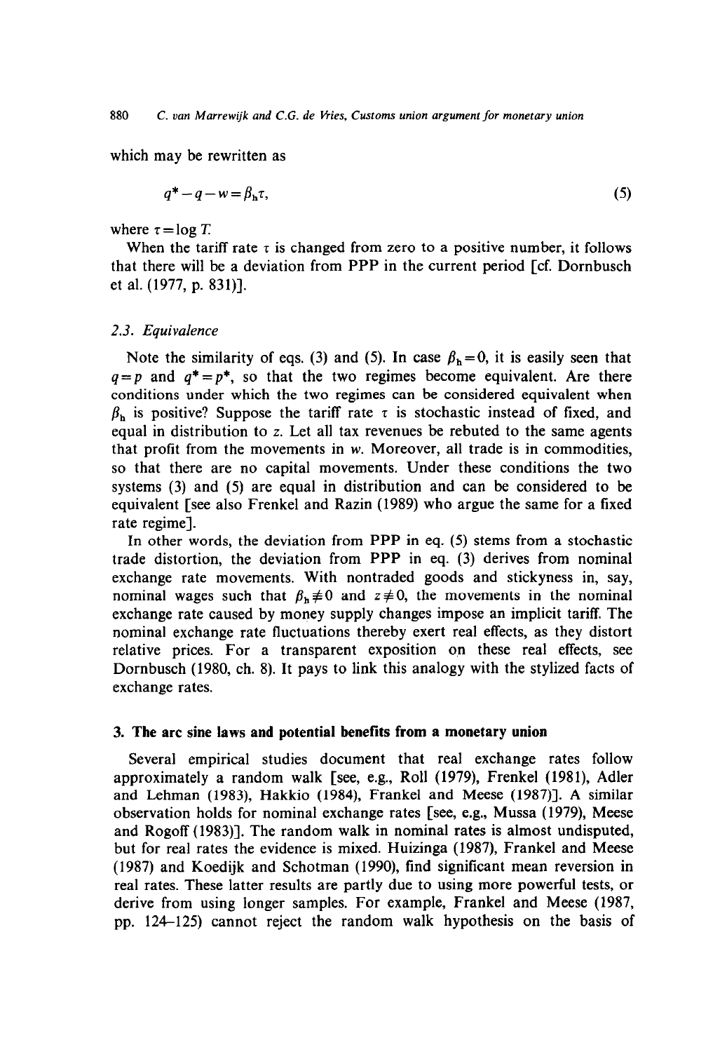which may be rewritten as

$$q^* - q - w = \beta_h \tau, \tag{5}$$

where $\tau = \log T$.

When the tariff rate $\tau$ is changed from zero to a positive number, it follows that there will be a deviation from PPP in the current period [cf. Dornbusch et al. (1977, p. 831)].

### 2.3. Equivalence

Note the similarity of eqs. (3) and (5). In case $\beta_h = 0$, it is easily seen that $q = p$ and $q^* = p^*$, so that the two regimes become equivalent. Are there conditions under which the two regimes can be considered equivalent when $\beta_h$ is positive? Suppose the tariff rate $\tau$ is stochastic instead of fixed, and equal in distribution to $z$. Let all tax revenues be rebuted to the same agents that profit from the movements in $w$. Moreover, all trade is in commodities, so that there are no capital movements. Under these conditions the two systems (3) and (5) are equal in distribution and can be considered to be equivalent [see also Frenkel and Razin (1989) who argue the same for a fixed rate regime].

In other words, the deviation from PPP in eq. (5) stems from a stochastic trade distortion, the deviation from PPP in eq. (3) derives from nominal exchange rate movements. With nontraded goods and stickyness in, say, nominal wages such that $\beta_h \neq 0$ and $z \neq 0$, the movements in the nominal exchange rate caused by money supply changes impose an implicit tariff. The nominal exchange rate fluctuations thereby exert real effects, as they distort relative prices. For a transparent exposition on these real effects, see Dornbusch (1980, ch. 8). It pays to link this analogy with the stylized facts of exchange rates.

## 3. The arc sine laws and potential benefits from a monetary union

Several empirical studies document that real exchange rates follow approximately a random walk [see, e.g., Roll (1979), Frenkel (1981), Adler and Lehman (1983), Hakkio (1984), Frankel and Meese (1987)]. A similar observation holds for nominal exchange rates [see, e.g., Mussa (1979), Meese and Rogoff (1983)]. The random walk in nominal rates is almost undisputed, but for real rates the evidence is mixed. Huizinga (1987), Frankel and Meese (1987) and Koedijk and Schotman (1990), find significant mean reversion in real rates. These latter results are partly due to using more powerful tests, or derive from using longer samples. For example, Frankel and Meese (1987, pp. 124–125) cannot reject the random walk hypothesis on the basis of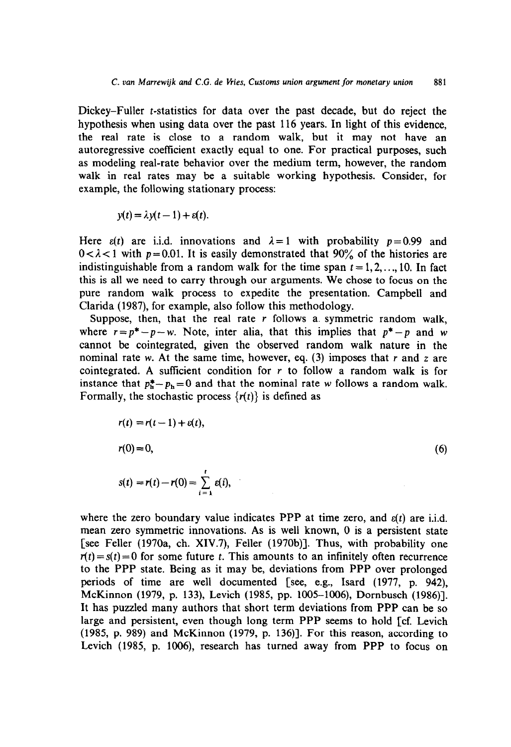Dickey–Fuller $t$-statistics for data over the past decade, but do reject the hypothesis when using data over the past 116 years. In light of this evidence, the real rate is close to a random walk, but it may not have an autoregressive coefficient exactly equal to one. For practical purposes, such as modeling real-rate behavior over the medium term, however, the random walk in real rates may be a suitable working hypothesis. Consider, for example, the following stationary process:

$$y(t) = \lambda y(t-1) + \varepsilon(t).$$

Here $\varepsilon(t)$ are i.i.d. innovations and $\lambda = 1$ with probability $p = 0.99$ and $0 < \lambda < 1$ with $p = 0.01$. It is easily demonstrated that 90% of the histories are indistinguishable from a random walk for the time span $t = 1, 2, \ldots, 10$. In fact this is all we need to carry through our arguments. We chose to focus on the pure random walk process to expedite the presentation. Campbell and Clarida (1987), for example, also follow this methodology.

Suppose, then, that the real rate $r$ follows a symmetric random walk, where $r = p^* - p - w$. Note, inter alia, that this implies that $p^* - p$ and $w$ cannot be cointegrated, given the observed random walk nature in the nominal rate $w$. At the same time, however, eq. (3) imposes that $r$ and $z$ are cointegrated. A sufficient condition for $r$ to follow a random walk is for instance that $p_{\mathrm{h}}^* - p_{\mathrm{h}} = 0$ and that the nominal rate $w$ follows a random walk. Formally, the stochastic process $\{r(t)\}$ is defined as

$$\begin{aligned} r(t) &= r(t-1) + \varepsilon(t), \\ r(0) &= 0, \\ s(t) &= r(t) - r(0) = \sum_{i=1}^{t} \varepsilon(i), \end{aligned} \tag{6}$$

where the zero boundary value indicates PPP at time zero, and $\varepsilon(t)$ are i.i.d. mean zero symmetric innovations. As is well known, 0 is a persistent state [see Feller (1970a, ch. XIV.7), Feller (1970b)]. Thus, with probability one $r(t) = s(t) = 0$ for some future $t$. This amounts to an infinitely often recurrence to the PPP state. Being as it may be, deviations from PPP over prolonged periods of time are well documented [see, e.g., Isard (1977, p. 942), McKinnon (1979, p. 133), Levich (1985, pp. 1005–1006), Dornbusch (1986)]. It has puzzled many authors that short term deviations from PPP can be so large and persistent, even though long term PPP seems to hold [cf. Levich (1985, p. 989) and McKinnon (1979, p. 136)]. For this reason, according to Levich (1985, p. 1006), research has turned away from PPP to focus on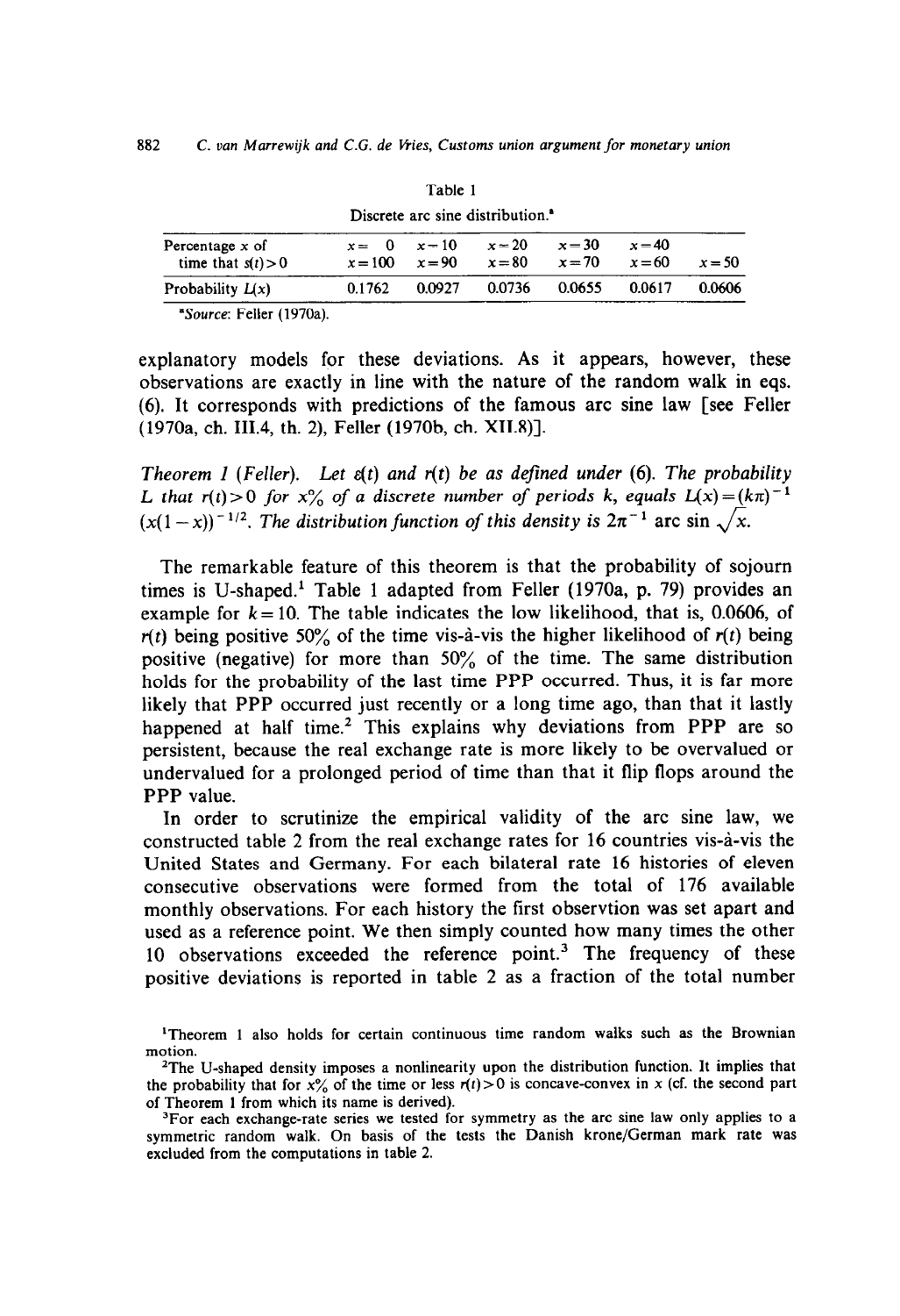Table 1

Discrete arc sine distribution.[a]

| Percentage $x$ of time that $s(t) > 0$ | $x = 0$ $x = 100$ | $x = 10$ $x = 90$ | $x = 20$ $x = 80$ | $x = 30$ $x = 70$ | $x = 40$ $x = 60$ | $x = 50$ |
|---|---|---|---|---|---|---|
| Probability $L(x)$ | 0.1762 | 0.0927 | 0.0736 | 0.0655 | 0.0617 | 0.0606 |

[a]*Source*: Feller (1970a).

explanatory models for these deviations. As it appears, however, these observations are exactly in line with the nature of the random walk in eqs. (6). It corresponds with predictions of the famous arc sine law [see Feller (1970a, ch. III.4, th. 2), Feller (1970b, ch. XII.8)].

*Theorem 1 (Feller). Let $s(t)$ and $r(t)$ be as defined under* (6). *The probability $L$ that $r(t) > 0$ for $x$% of a discrete number of periods $k$, equals $L(x) = (k\pi)^{-1}(x(1-x))^{-1/2}$. The distribution function of this density is $2\pi^{-1} \arcsin \sqrt{x}$.*

The remarkable feature of this theorem is that the probability of sojourn times is U-shaped.[1] Table 1 adapted from Feller (1970a, p. 79) provides an example for $k = 10$. The table indicates the low likelihood, that is, 0.0606, of $r(t)$ being positive 50% of the time vis-à-vis the higher likelihood of $r(t)$ being positive (negative) for more than 50% of the time. The same distribution holds for the probability of the last time PPP occurred. Thus, it is far more likely that PPP occurred just recently or a long time ago, than that it lastly happened at half time.[2] This explains why deviations from PPP are so persistent, because the real exchange rate is more likely to be overvalued or undervalued for a prolonged period of time than that it flip flops around the PPP value.

In order to scrutinize the empirical validity of the arc sine law, we constructed table 2 from the real exchange rates for 16 countries vis-à-vis the United States and Germany. For each bilateral rate 16 histories of eleven consecutive observations were formed from the total of 176 available monthly observations. For each history the first observtion was set apart and used as a reference point. We then simply counted how many times the other 10 observations exceeded the reference point.[3] The frequency of these positive deviations is reported in table 2 as a fraction of the total number

[1]Theorem 1 also holds for certain continuous time random walks such as the Brownian motion.

[2]The U-shaped density imposes a nonlinearity upon the distribution function. It implies that the probability that for $x$% of the time or less $r(t) > 0$ is concave-convex in $x$ (cf. the second part of Theorem 1 from which its name is derived).

[3]For each exchange-rate series we tested for symmetry as the arc sine law only applies to a symmetric random walk. On basis of the tests the Danish krone/German mark rate was excluded from the computations in table 2.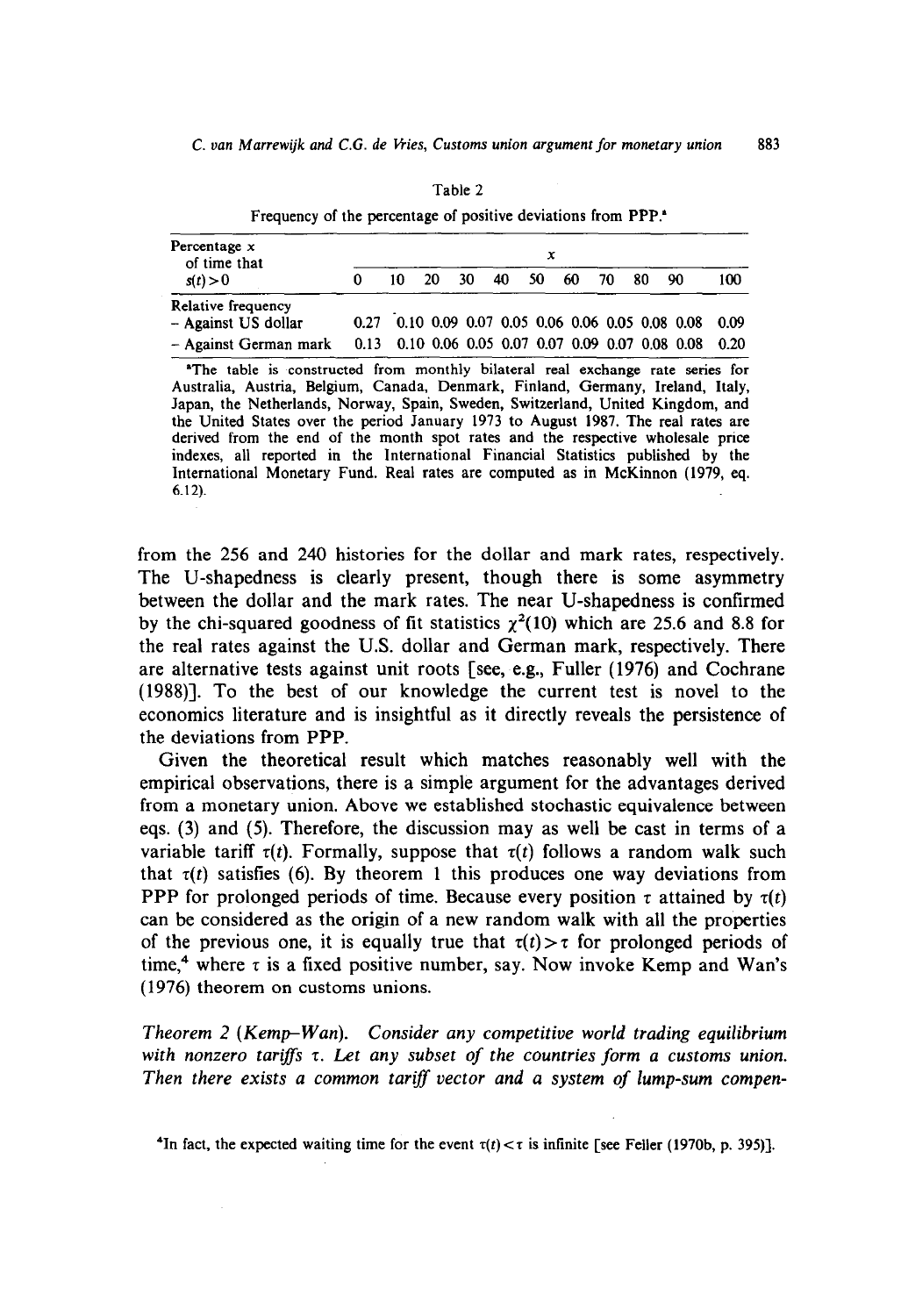Table 2

Frequency of the percentage of positive deviations from PPP.[a]

| Percentage $x$ of time that $s(t)>0$ | $x$ | | | | | | | | | | |
|---|---|---|---|---|---|---|---|---|---|---|---|
| | 0 | 10 | 20 | 30 | 40 | 50 | 60 | 70 | 80 | 90 | 100 |
| Relative frequency | | | | | | | | | | | |
| – Against US dollar | 0.27 | 0.10 | 0.09 | 0.07 | 0.05 | 0.06 | 0.06 | 0.05 | 0.08 | 0.08 | 0.09 |
| – Against German mark | 0.13 | 0.10 | 0.06 | 0.05 | 0.07 | 0.07 | 0.09 | 0.07 | 0.08 | 0.08 | 0.20 |

[a]The table is constructed from monthly bilateral real exchange rate series for Australia, Austria, Belgium, Canada, Denmark, Finland, Germany, Ireland, Italy, Japan, the Netherlands, Norway, Spain, Sweden, Switzerland, United Kingdom, and the United States over the period January 1973 to August 1987. The real rates are derived from the end of the month spot rates and the respective wholesale price indexes, all reported in the International Financial Statistics published by the International Monetary Fund. Real rates are computed as in McKinnon (1979, eq. 6.12).

from the 256 and 240 histories for the dollar and mark rates, respectively. The U-shapedness is clearly present, though there is some asymmetry between the dollar and the mark rates. The near U-shapedness is confirmed by the chi-squared goodness of fit statistics $\chi^2(10)$ which are 25.6 and 8.8 for the real rates against the U.S. dollar and German mark, respectively. There are alternative tests against unit roots [see, e.g., Fuller (1976) and Cochrane (1988)]. To the best of our knowledge the current test is novel to the economics literature and is insightful as it directly reveals the persistence of the deviations from PPP.

Given the theoretical result which matches reasonably well with the empirical observations, there is a simple argument for the advantages derived from a monetary union. Above we established stochastic equivalence between eqs. (3) and (5). Therefore, the discussion may as well be cast in terms of a variable tariff $\tau(t)$. Formally, suppose that $\tau(t)$ follows a random walk such that $\tau(t)$ satisfies (6). By theorem 1 this produces one way deviations from PPP for prolonged periods of time. Because every position $\tau$ attained by $\tau(t)$ can be considered as the origin of a new random walk with all the properties of the previous one, it is equally true that $\tau(t)>\tau$ for prolonged periods of time,[4] where $\tau$ is a fixed positive number, say. Now invoke Kemp and Wan's (1976) theorem on customs unions.

*Theorem 2 (Kemp–Wan). Consider any competitive world trading equilibrium with nonzero tariffs $\tau$. Let any subset of the countries form a customs union. Then there exists a common tariff vector and a system of lump-sum compen-*

[4]In fact, the expected waiting time for the event $\tau(t)<\tau$ is infinite [see Feller (1970b, p. 395)].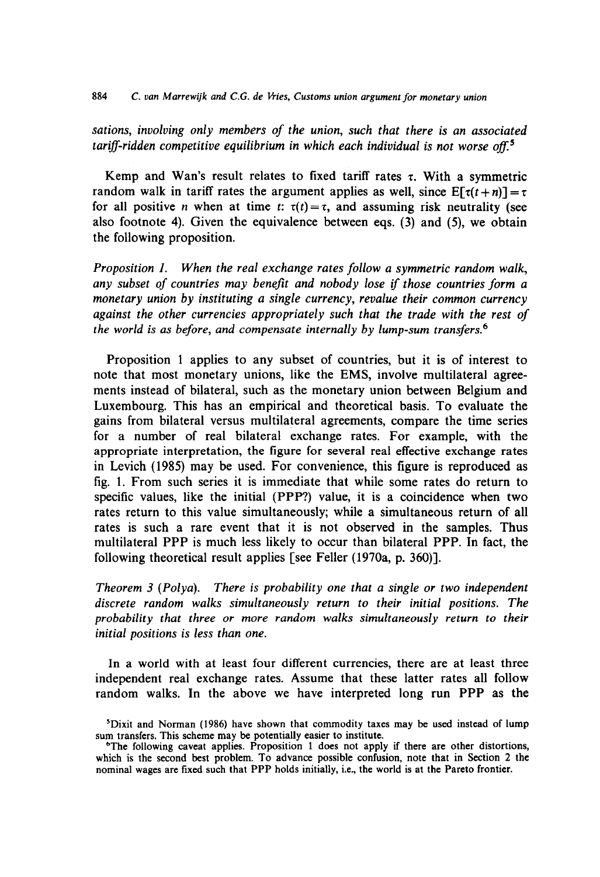*sations, involving only members of the union, such that there is an associated tariff-ridden competitive equilibrium in which each individual is not worse off.*[5]

Kemp and Wan's result relates to fixed tariff rates $\tau$. With a symmetric random walk in tariff rates the argument applies as well, since $E[\tau(t+n)] = \tau$ for all positive $n$ when at time $t$: $\tau(t) = \tau$, and assuming risk neutrality (see also footnote 4). Given the equivalence between eqs. (3) and (5), we obtain the following proposition.

*Proposition 1. When the real exchange rates follow a symmetric random walk, any subset of countries may benefit and nobody lose if those countries form a monetary union by instituting a single currency, revalue their common currency against the other currencies appropriately such that the trade with the rest of the world is as before, and compensate internally by lump-sum transfers.*[6]

Proposition 1 applies to any subset of countries, but it is of interest to note that most monetary unions, like the EMS, involve multilateral agreements instead of bilateral, such as the monetary union between Belgium and Luxembourg. This has an empirical and theoretical basis. To evaluate the gains from bilateral versus multilateral agreements, compare the time series for a number of real bilateral exchange rates. For example, with the appropriate interpretation, the figure for several real effective exchange rates in Levich (1985) may be used. For convenience, this figure is reproduced as fig. 1. From such series it is immediate that while some rates do return to specific values, like the initial (PPP?) value, it is a coincidence when two rates return to this value simultaneously; while a simultaneous return of all rates is such a rare event that it is not observed in the samples. Thus multilateral PPP is much less likely to occur than bilateral PPP. In fact, the following theoretical result applies [see Feller (1970a, p. 360)].

*Theorem 3 (Polya). There is probability one that a single or two independent discrete random walks simultaneously return to their initial positions. The probability that three or more random walks simultaneously return to their initial positions is less than one.*

In a world with at least four different currencies, there are at least three independent real exchange rates. Assume that these latter rates all follow random walks. In the above we have interpreted long run PPP as the

[5] Dixit and Norman (1986) have shown that commodity taxes may be used instead of lump sum transfers. This scheme may be potentially easier to institute.

[6] The following caveat applies. Proposition 1 does not apply if there are other distortions, which is the second best problem. To advance possible confusion, note that in Section 2 the nominal wages are fixed such that PPP holds initially, i.e., the world is at the Pareto frontier.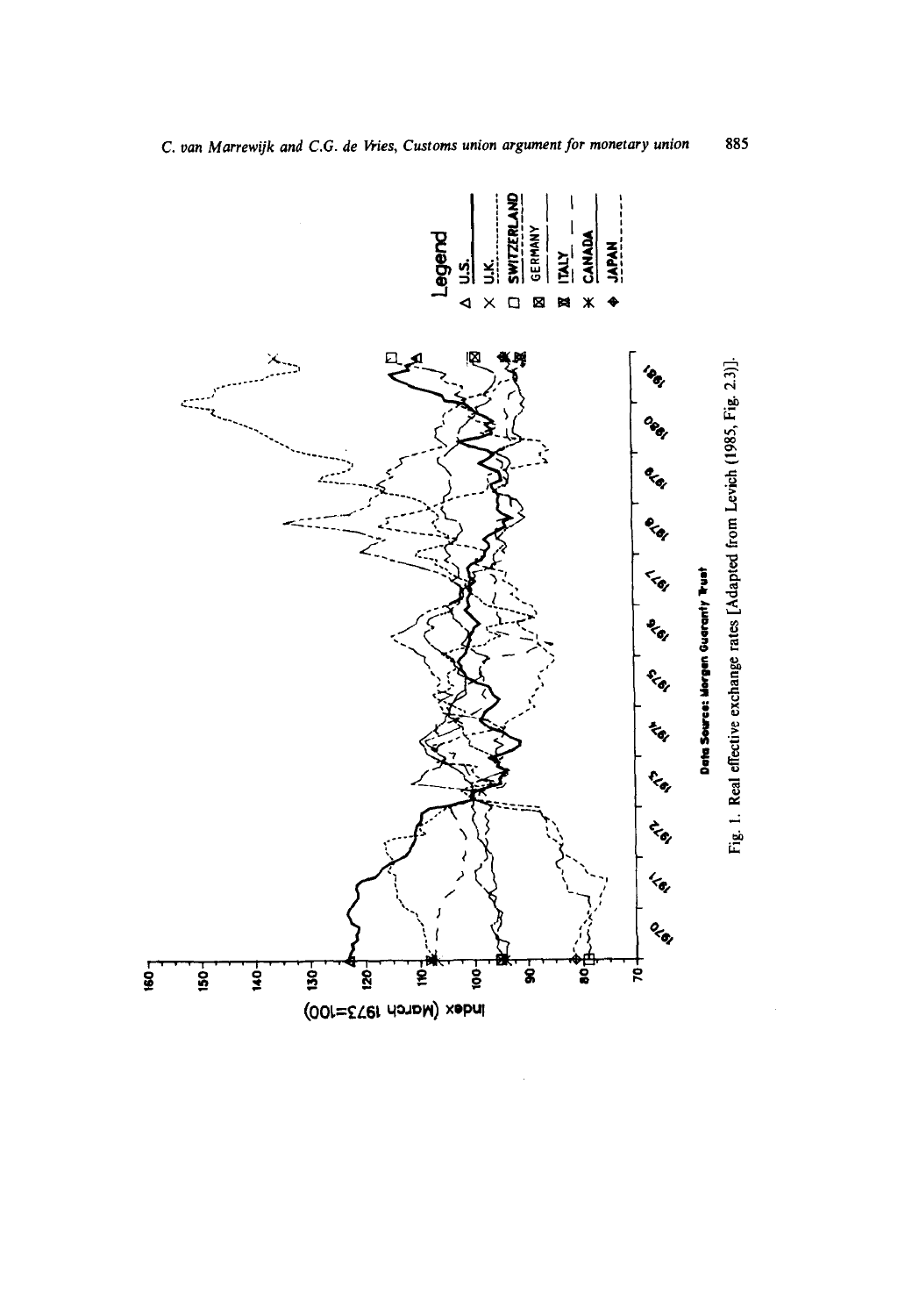Fig. 1. Real effective exchange rates [Adapted from Levich (1985, Fig. 2.3)].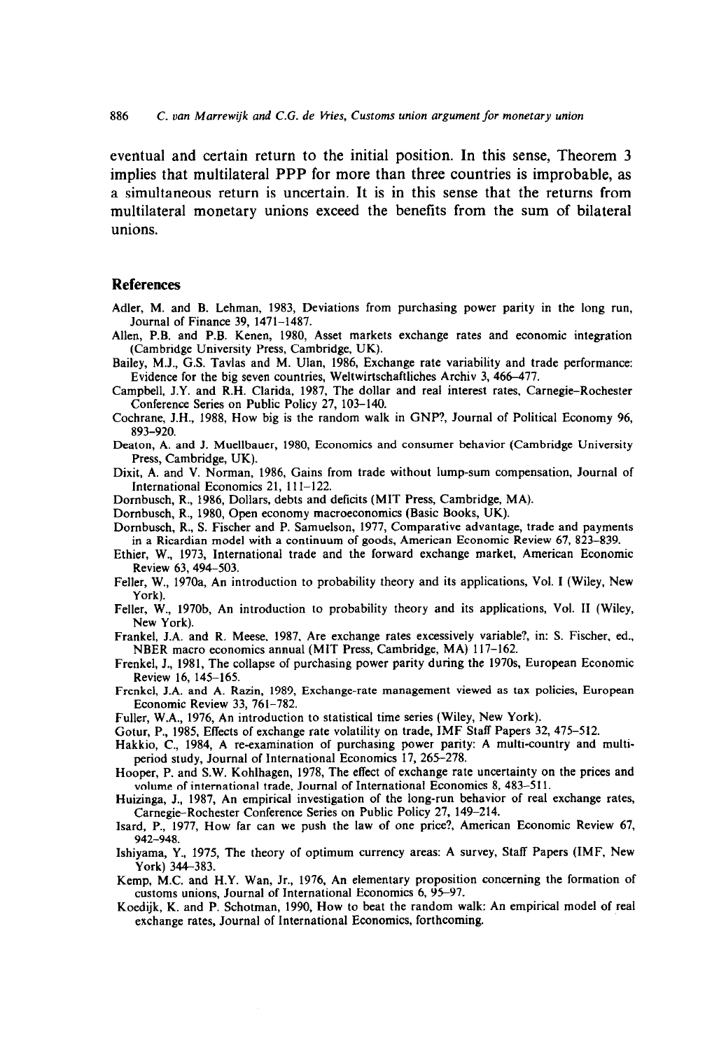eventual and certain return to the initial position. In this sense, Theorem 3 implies that multilateral PPP for more than three countries is improbable, as a simultaneous return is uncertain. It is in this sense that the returns from multilateral monetary unions exceed the benefits from the sum of bilateral unions.

## References

Adler, M. and B. Lehman, 1983, Deviations from purchasing power parity in the long run, Journal of Finance 39, 1471–1487.

Allen, P.B. and P.B. Kenen, 1980, Asset markets exchange rates and economic integration (Cambridge University Press, Cambridge, UK).

Bailey, M.J., G.S. Tavlas and M. Ulan, 1986, Exchange rate variability and trade performance: Evidence for the big seven countries, Weltwirtschaftliches Archiv 3, 466–477.

Campbell, J.Y. and R.H. Clarida, 1987, The dollar and real interest rates, Carnegie–Rochester Conference Series on Public Policy 27, 103–140.

Cochrane, J.H., 1988, How big is the random walk in GNP?, Journal of Political Economy 96, 893–920.

Deaton, A. and J. Muellbauer, 1980, Economics and consumer behavior (Cambridge University Press, Cambridge, UK).

Dixit, A. and V. Norman, 1986, Gains from trade without lump-sum compensation, Journal of International Economics 21, 111–122.

Dornbusch, R., 1986, Dollars, debts and deficits (MIT Press, Cambridge, MA).

Dornbusch, R., 1980, Open economy macroeconomics (Basic Books, UK).

Dornbusch, R., S. Fischer and P. Samuelson, 1977, Comparative advantage, trade and payments in a Ricardian model with a continuum of goods, American Economic Review 67, 823–839.

Ethier, W., 1973, International trade and the forward exchange market, American Economic Review 63, 494–503.

Feller, W., 1970a, An introduction to probability theory and its applications, Vol. I (Wiley, New York).

Feller, W., 1970b, An introduction to probability theory and its applications, Vol. II (Wiley, New York).

Frankel, J.A. and R. Meese, 1987, Are exchange rates excessively variable?, in: S. Fischer, ed., NBER macro economics annual (MIT Press, Cambridge, MA) 117–162.

Frenkel, J., 1981, The collapse of purchasing power parity during the 1970s, European Economic Review 16, 145–165.

Frenkel, J.A. and A. Razin, 1989, Exchange-rate management viewed as tax policies, European Economic Review 33, 761–782.

Fuller, W.A., 1976, An introduction to statistical time series (Wiley, New York).

Gotur, P., 1985, Effects of exchange rate volatility on trade, IMF Staff Papers 32, 475–512.

Hakkio, C., 1984, A re-examination of purchasing power parity: A multi-country and multi-period study, Journal of International Economics 17, 265–278.

Hooper, P. and S.W. Kohlhagen, 1978, The effect of exchange rate uncertainty on the prices and volume of international trade, Journal of International Economics 8, 483–511.

Huizinga, J., 1987, An empirical investigation of the long-run behavior of real exchange rates, Carnegie–Rochester Conference Series on Public Policy 27, 149–214.

Isard, P., 1977, How far can we push the law of one price?, American Economic Review 67, 942–948.

Ishiyama, Y., 1975, The theory of optimum currency areas: A survey, Staff Papers (IMF, New York) 344–383.

Kemp, M.C. and H.Y. Wan, Jr., 1976, An elementary proposition concerning the formation of customs unions, Journal of International Economics 6, 95–97.

Koedijk, K. and P. Schotman, 1990, How to beat the random walk: An empirical model of real exchange rates, Journal of International Economics, forthcoming.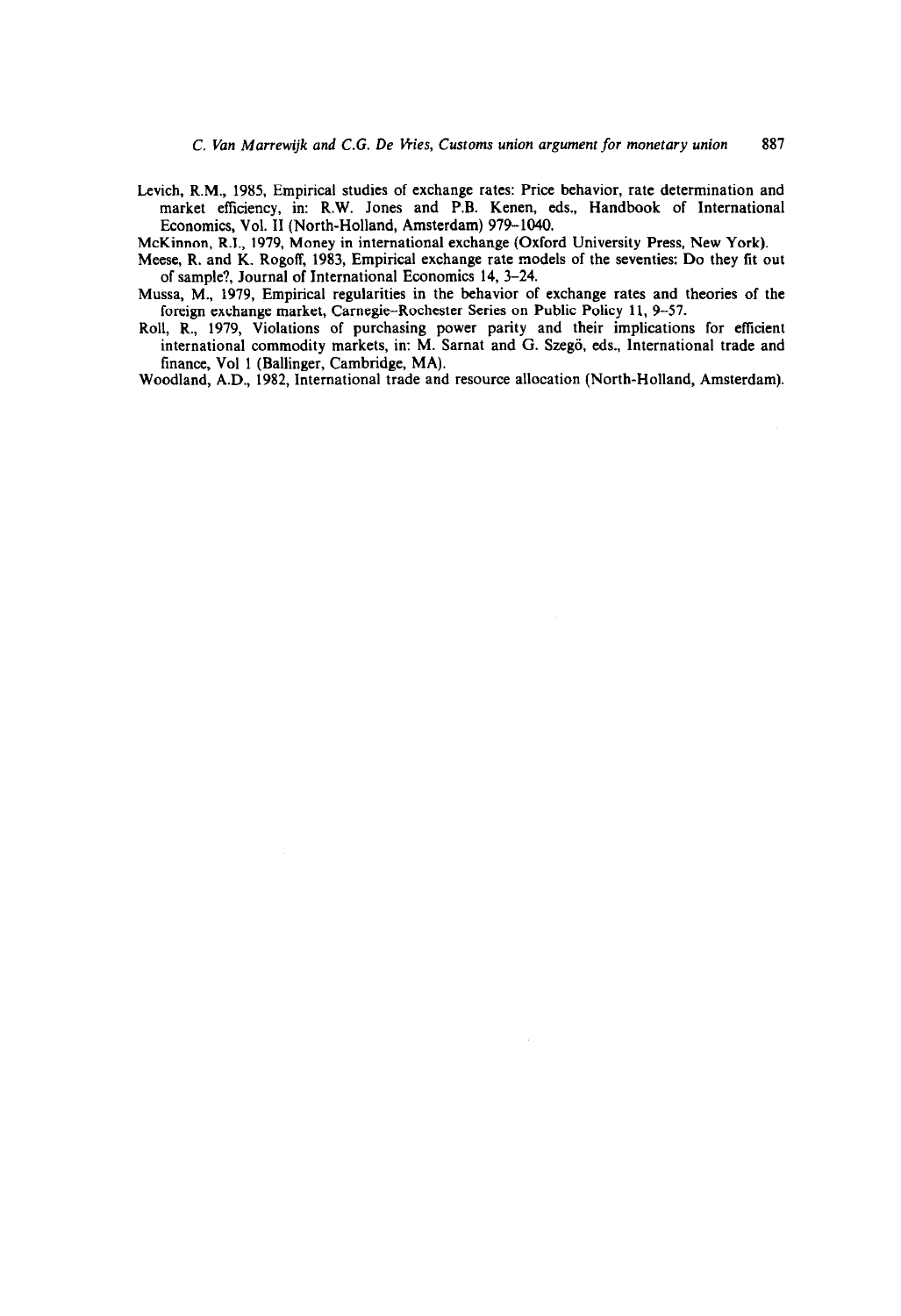Levich, R.M., 1985, Empirical studies of exchange rates: Price behavior, rate determination and market efficiency, in: R.W. Jones and P.B. Kenen, eds., Handbook of International Economics, Vol. II (North-Holland, Amsterdam) 979–1040.

McKinnon, R.I., 1979, Money in international exchange (Oxford University Press, New York).

Meese, R. and K. Rogoff, 1983, Empirical exchange rate models of the seventies: Do they fit out of sample?, Journal of International Economics 14, 3–24.

Mussa, M., 1979, Empirical regularities in the behavior of exchange rates and theories of the foreign exchange market, Carnegie–Rochester Series on Public Policy 11, 9–57.

Roll, R., 1979, Violations of purchasing power parity and their implications for efficient international commodity markets, in: M. Sarnat and G. Szegö, eds., International trade and finance, Vol 1 (Ballinger, Cambridge, MA).

Woodland, A.D., 1982, International trade and resource allocation (North-Holland, Amsterdam).